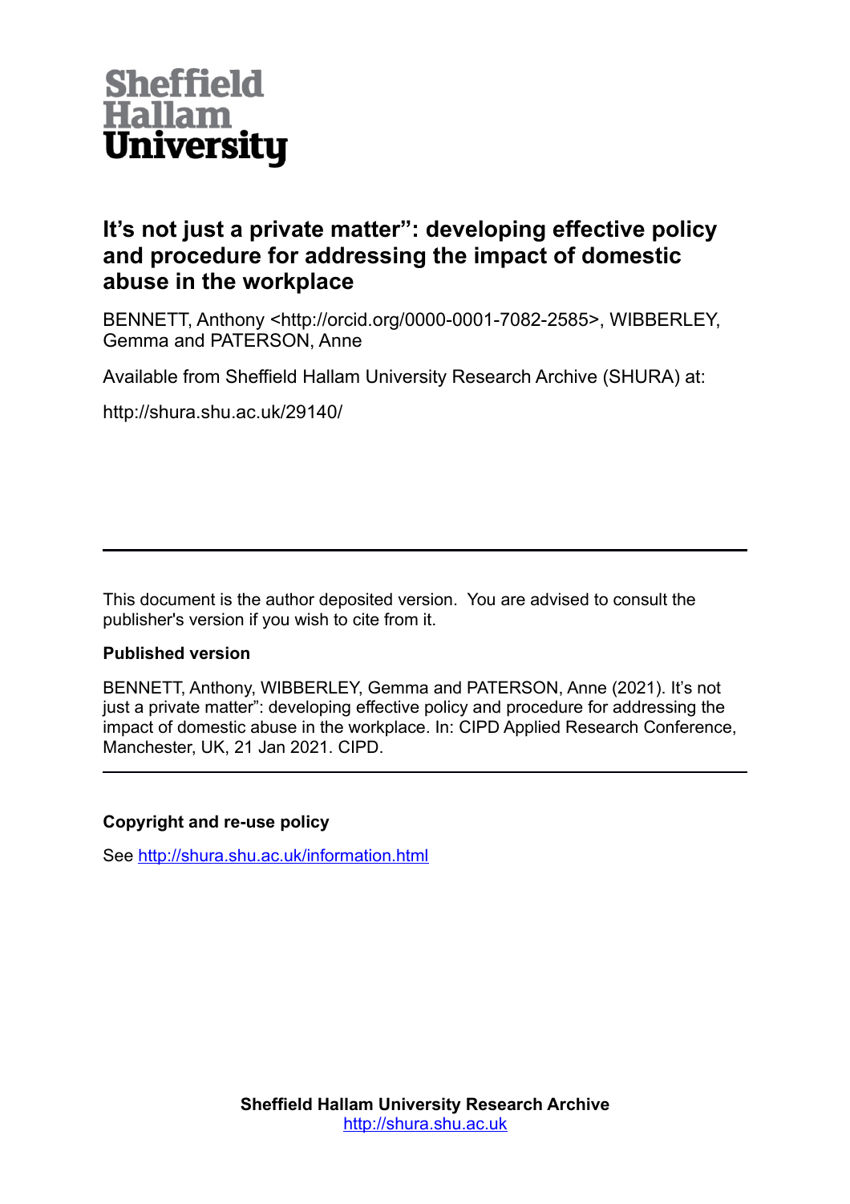Sheffield Hallam University

# It's not just a private matter": developing effective policy and procedure for addressing the impact of domestic abuse in the workplace

BENNETT, Anthony <http://orcid.org/0000-0001-7082-2585>, WIBBERLEY, Gemma and PATERSON, Anne

Available from Sheffield Hallam University Research Archive (SHURA) at:

http://shura.shu.ac.uk/29140/

---

This document is the author deposited version. You are advised to consult the publisher's version if you wish to cite from it.

**Published version**

BENNETT, Anthony, WIBBERLEY, Gemma and PATERSON, Anne (2021). It's not just a private matter": developing effective policy and procedure for addressing the impact of domestic abuse in the workplace. In: CIPD Applied Research Conference, Manchester, UK, 21 Jan 2021. CIPD.

---

**Copyright and re-use policy**

See http://shura.shu.ac.uk/information.html

**Sheffield Hallam University Research Archive**
http://shura.shu.ac.uk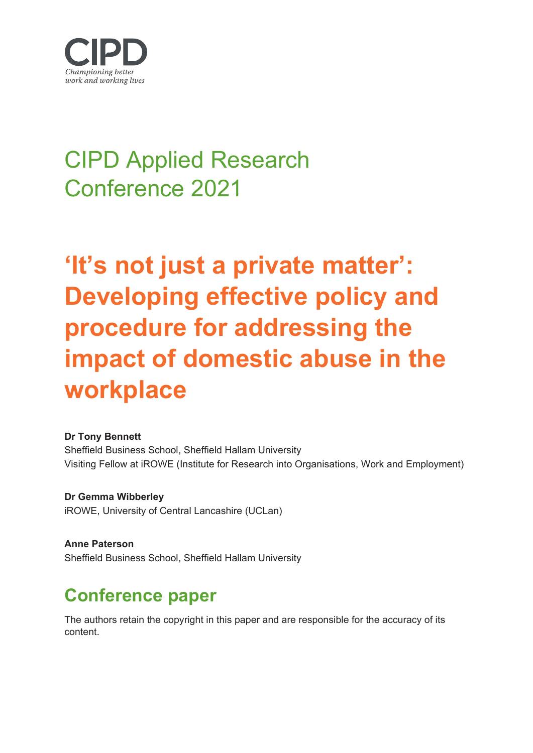# CIPD Applied Research Conference 2021

# ‘It’s not just a private matter’: Developing effective policy and procedure for addressing the impact of domestic abuse in the workplace

**Dr Tony Bennett**
Sheffield Business School, Sheffield Hallam University
Visiting Fellow at iROWE (Institute for Research into Organisations, Work and Employment)

**Dr Gemma Wibberley**
iROWE, University of Central Lancashire (UCLan)

**Anne Paterson**
Sheffield Business School, Sheffield Hallam University

## Conference paper

The authors retain the copyright in this paper and are responsible for the accuracy of its content.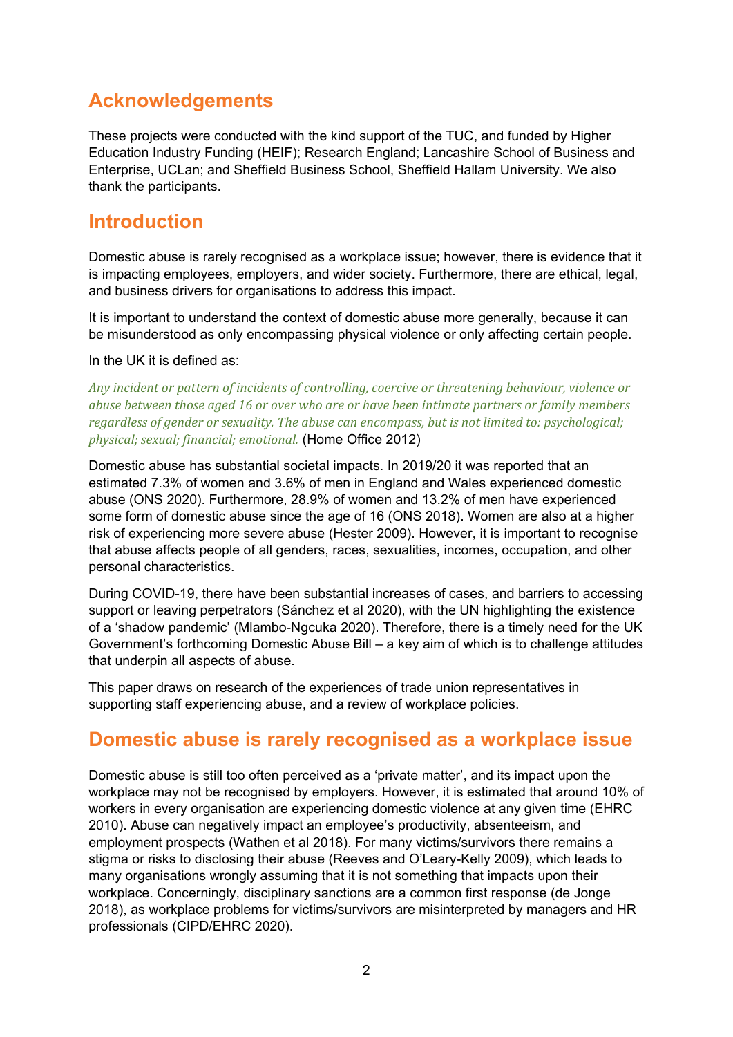## Acknowledgements

These projects were conducted with the kind support of the TUC, and funded by Higher Education Industry Funding (HEIF); Research England; Lancashire School of Business and Enterprise, UCLan; and Sheffield Business School, Sheffield Hallam University. We also thank the participants.

## Introduction

Domestic abuse is rarely recognised as a workplace issue; however, there is evidence that it is impacting employees, employers, and wider society. Furthermore, there are ethical, legal, and business drivers for organisations to address this impact.

It is important to understand the context of domestic abuse more generally, because it can be misunderstood as only encompassing physical violence or only affecting certain people.

In the UK it is defined as:

*Any incident or pattern of incidents of controlling, coercive or threatening behaviour, violence or abuse between those aged 16 or over who are or have been intimate partners or family members regardless of gender or sexuality. The abuse can encompass, but is not limited to: psychological; physical; sexual; financial; emotional.* (Home Office 2012)

Domestic abuse has substantial societal impacts. In 2019/20 it was reported that an estimated 7.3% of women and 3.6% of men in England and Wales experienced domestic abuse (ONS 2020). Furthermore, 28.9% of women and 13.2% of men have experienced some form of domestic abuse since the age of 16 (ONS 2018). Women are also at a higher risk of experiencing more severe abuse (Hester 2009). However, it is important to recognise that abuse affects people of all genders, races, sexualities, incomes, occupation, and other personal characteristics.

During COVID-19, there have been substantial increases of cases, and barriers to accessing support or leaving perpetrators (Sánchez et al 2020), with the UN highlighting the existence of a 'shadow pandemic' (Mlambo-Ngcuka 2020). Therefore, there is a timely need for the UK Government's forthcoming Domestic Abuse Bill – a key aim of which is to challenge attitudes that underpin all aspects of abuse.

This paper draws on research of the experiences of trade union representatives in supporting staff experiencing abuse, and a review of workplace policies.

## Domestic abuse is rarely recognised as a workplace issue

Domestic abuse is still too often perceived as a 'private matter', and its impact upon the workplace may not be recognised by employers. However, it is estimated that around 10% of workers in every organisation are experiencing domestic violence at any given time (EHRC 2010). Abuse can negatively impact an employee's productivity, absenteeism, and employment prospects (Wathen et al 2018). For many victims/survivors there remains a stigma or risks to disclosing their abuse (Reeves and O'Leary-Kelly 2009), which leads to many organisations wrongly assuming that it is not something that impacts upon their workplace. Concerningly, disciplinary sanctions are a common first response (de Jonge 2018), as workplace problems for victims/survivors are misinterpreted by managers and HR professionals (CIPD/EHRC 2020).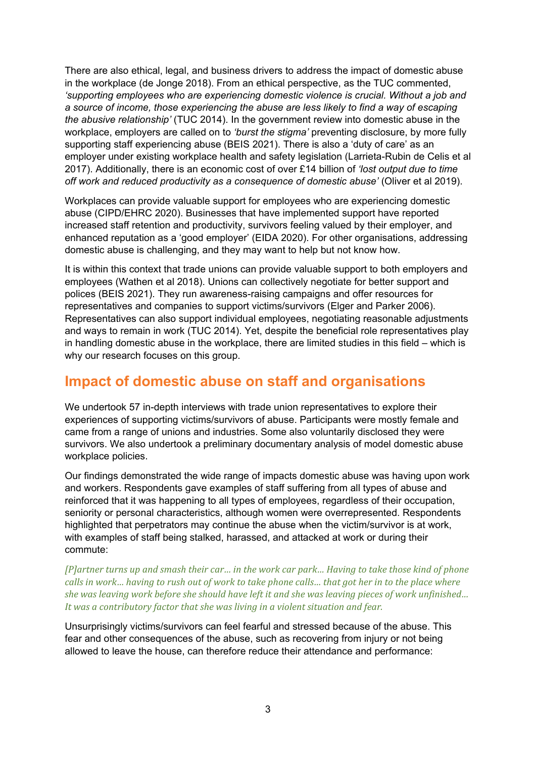There are also ethical, legal, and business drivers to address the impact of domestic abuse in the workplace (de Jonge 2018). From an ethical perspective, as the TUC commented, *'supporting employees who are experiencing domestic violence is crucial. Without a job and a source of income, those experiencing the abuse are less likely to find a way of escaping the abusive relationship'* (TUC 2014). In the government review into domestic abuse in the workplace, employers are called on to *'burst the stigma'* preventing disclosure, by more fully supporting staff experiencing abuse (BEIS 2021). There is also a 'duty of care' as an employer under existing workplace health and safety legislation (Larrieta-Rubin de Celis et al 2017). Additionally, there is an economic cost of over £14 billion of *'lost output due to time off work and reduced productivity as a consequence of domestic abuse'* (Oliver et al 2019).

Workplaces can provide valuable support for employees who are experiencing domestic abuse (CIPD/EHRC 2020). Businesses that have implemented support have reported increased staff retention and productivity, survivors feeling valued by their employer, and enhanced reputation as a 'good employer' (EIDA 2020). For other organisations, addressing domestic abuse is challenging, and they may want to help but not know how.

It is within this context that trade unions can provide valuable support to both employers and employees (Wathen et al 2018). Unions can collectively negotiate for better support and polices (BEIS 2021). They run awareness-raising campaigns and offer resources for representatives and companies to support victims/survivors (Elger and Parker 2006). Representatives can also support individual employees, negotiating reasonable adjustments and ways to remain in work (TUC 2014). Yet, despite the beneficial role representatives play in handling domestic abuse in the workplace, there are limited studies in this field – which is why our research focuses on this group.

## Impact of domestic abuse on staff and organisations

We undertook 57 in-depth interviews with trade union representatives to explore their experiences of supporting victims/survivors of abuse. Participants were mostly female and came from a range of unions and industries. Some also voluntarily disclosed they were survivors. We also undertook a preliminary documentary analysis of model domestic abuse workplace policies.

Our findings demonstrated the wide range of impacts domestic abuse was having upon work and workers. Respondents gave examples of staff suffering from all types of abuse and reinforced that it was happening to all types of employees, regardless of their occupation, seniority or personal characteristics, although women were overrepresented. Respondents highlighted that perpetrators may continue the abuse when the victim/survivor is at work, with examples of staff being stalked, harassed, and attacked at work or during their commute:

*[P]artner turns up and smash their car… in the work car park… Having to take those kind of phone calls in work… having to rush out of work to take phone calls… that got her in to the place where she was leaving work before she should have left it and she was leaving pieces of work unfinished… It was a contributory factor that she was living in a violent situation and fear.*

Unsurprisingly victims/survivors can feel fearful and stressed because of the abuse. This fear and other consequences of the abuse, such as recovering from injury or not being allowed to leave the house, can therefore reduce their attendance and performance: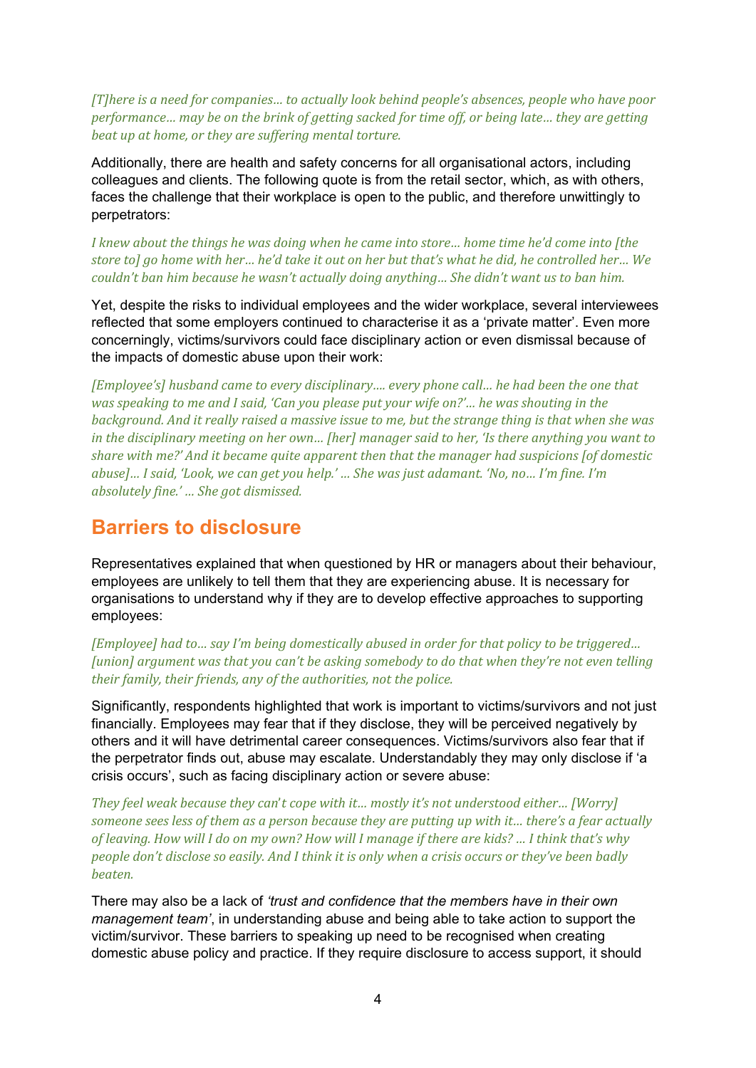*[T]here is a need for companies… to actually look behind people's absences, people who have poor performance… may be on the brink of getting sacked for time off, or being late… they are getting beat up at home, or they are suffering mental torture.*

Additionally, there are health and safety concerns for all organisational actors, including colleagues and clients. The following quote is from the retail sector, which, as with others, faces the challenge that their workplace is open to the public, and therefore unwittingly to perpetrators:

*I knew about the things he was doing when he came into store… home time he'd come into [the store to] go home with her… he'd take it out on her but that's what he did, he controlled her… We couldn't ban him because he wasn't actually doing anything… She didn't want us to ban him.*

Yet, despite the risks to individual employees and the wider workplace, several interviewees reflected that some employers continued to characterise it as a 'private matter'. Even more concerningly, victims/survivors could face disciplinary action or even dismissal because of the impacts of domestic abuse upon their work:

*[Employee's] husband came to every disciplinary…. every phone call… he had been the one that was speaking to me and I said, 'Can you please put your wife on?'… he was shouting in the background. And it really raised a massive issue to me, but the strange thing is that when she was in the disciplinary meeting on her own… [her] manager said to her, 'Is there anything you want to share with me?' And it became quite apparent then that the manager had suspicions [of domestic abuse]… I said, 'Look, we can get you help.' … She was just adamant. 'No, no… I'm fine. I'm absolutely fine.' … She got dismissed.*

## Barriers to disclosure

Representatives explained that when questioned by HR or managers about their behaviour, employees are unlikely to tell them that they are experiencing abuse. It is necessary for organisations to understand why if they are to develop effective approaches to supporting employees:

*[Employee] had to… say I'm being domestically abused in order for that policy to be triggered… [union] argument was that you can't be asking somebody to do that when they're not even telling their family, their friends, any of the authorities, not the police.*

Significantly, respondents highlighted that work is important to victims/survivors and not just financially. Employees may fear that if they disclose, they will be perceived negatively by others and it will have detrimental career consequences. Victims/survivors also fear that if the perpetrator finds out, abuse may escalate. Understandably they may only disclose if 'a crisis occurs', such as facing disciplinary action or severe abuse:

*They feel weak because they can't cope with it… mostly it's not understood either… [Worry] someone sees less of them as a person because they are putting up with it… there's a fear actually of leaving. How will I do on my own? How will I manage if there are kids? … I think that's why people don't disclose so easily. And I think it is only when a crisis occurs or they've been badly beaten.*

There may also be a lack of *'trust and confidence that the members have in their own management team'*, in understanding abuse and being able to take action to support the victim/survivor. These barriers to speaking up need to be recognised when creating domestic abuse policy and practice. If they require disclosure to access support, it should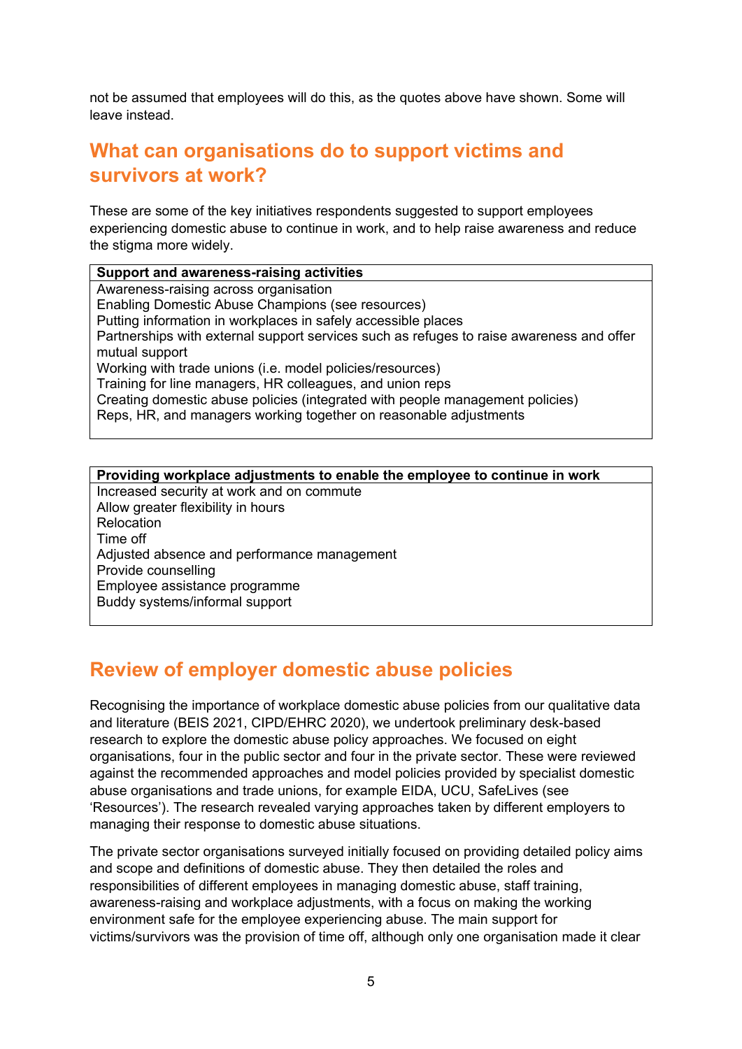not be assumed that employees will do this, as the quotes above have shown. Some will leave instead.

## What can organisations do to support victims and survivors at work?

These are some of the key initiatives respondents suggested to support employees experiencing domestic abuse to continue in work, and to help raise awareness and reduce the stigma more widely.

| Support and awareness-raising activities |
|---|
| Awareness-raising across organisation |
| Enabling Domestic Abuse Champions (see resources) |
| Putting information in workplaces in safely accessible places |
| Partnerships with external support services such as refuges to raise awareness and offer mutual support |
| Working with trade unions (i.e. model policies/resources) |
| Training for line managers, HR colleagues, and union reps |
| Creating domestic abuse policies (integrated with people management policies) |
| Reps, HR, and managers working together on reasonable adjustments |

| Providing workplace adjustments to enable the employee to continue in work |
|---|
| Increased security at work and on commute |
| Allow greater flexibility in hours |
| Relocation |
| Time off |
| Adjusted absence and performance management |
| Provide counselling |
| Employee assistance programme |
| Buddy systems/informal support |

## Review of employer domestic abuse policies

Recognising the importance of workplace domestic abuse policies from our qualitative data and literature (BEIS 2021, CIPD/EHRC 2020), we undertook preliminary desk-based research to explore the domestic abuse policy approaches. We focused on eight organisations, four in the public sector and four in the private sector. These were reviewed against the recommended approaches and model policies provided by specialist domestic abuse organisations and trade unions, for example EIDA, UCU, SafeLives (see 'Resources'). The research revealed varying approaches taken by different employers to managing their response to domestic abuse situations.

The private sector organisations surveyed initially focused on providing detailed policy aims and scope and definitions of domestic abuse. They then detailed the roles and responsibilities of different employees in managing domestic abuse, staff training, awareness-raising and workplace adjustments, with a focus on making the working environment safe for the employee experiencing abuse. The main support for victims/survivors was the provision of time off, although only one organisation made it clear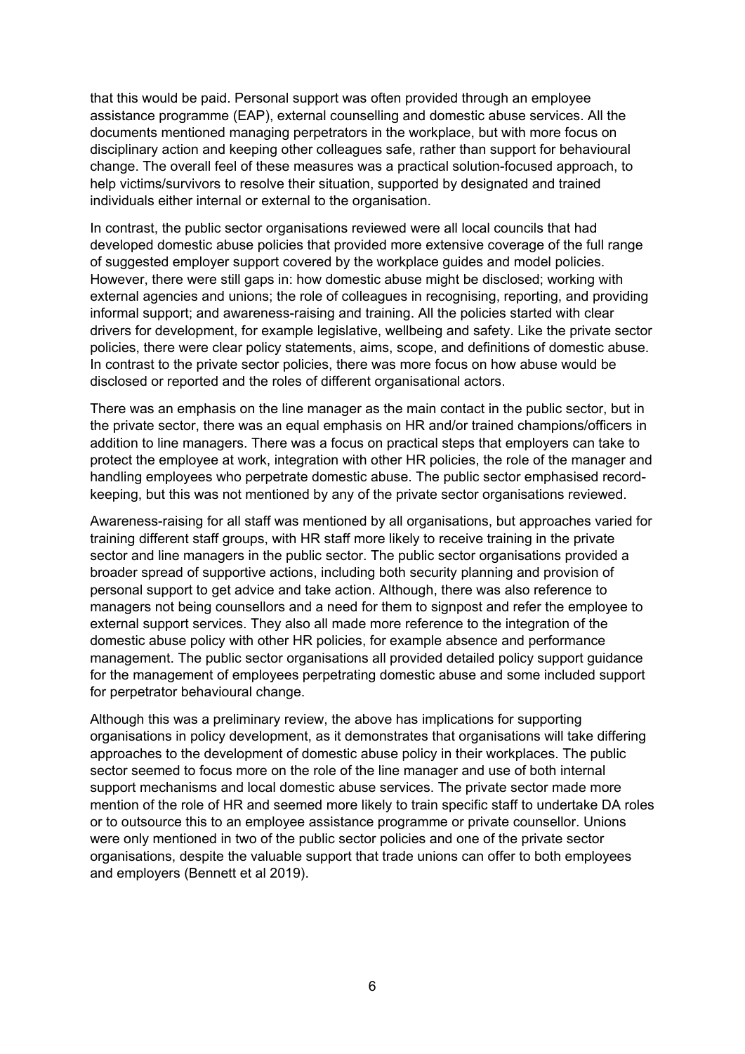that this would be paid. Personal support was often provided through an employee assistance programme (EAP), external counselling and domestic abuse services. All the documents mentioned managing perpetrators in the workplace, but with more focus on disciplinary action and keeping other colleagues safe, rather than support for behavioural change. The overall feel of these measures was a practical solution-focused approach, to help victims/survivors to resolve their situation, supported by designated and trained individuals either internal or external to the organisation.

In contrast, the public sector organisations reviewed were all local councils that had developed domestic abuse policies that provided more extensive coverage of the full range of suggested employer support covered by the workplace guides and model policies. However, there were still gaps in: how domestic abuse might be disclosed; working with external agencies and unions; the role of colleagues in recognising, reporting, and providing informal support; and awareness-raising and training. All the policies started with clear drivers for development, for example legislative, wellbeing and safety. Like the private sector policies, there were clear policy statements, aims, scope, and definitions of domestic abuse. In contrast to the private sector policies, there was more focus on how abuse would be disclosed or reported and the roles of different organisational actors.

There was an emphasis on the line manager as the main contact in the public sector, but in the private sector, there was an equal emphasis on HR and/or trained champions/officers in addition to line managers. There was a focus on practical steps that employers can take to protect the employee at work, integration with other HR policies, the role of the manager and handling employees who perpetrate domestic abuse. The public sector emphasised record-keeping, but this was not mentioned by any of the private sector organisations reviewed.

Awareness-raising for all staff was mentioned by all organisations, but approaches varied for training different staff groups, with HR staff more likely to receive training in the private sector and line managers in the public sector. The public sector organisations provided a broader spread of supportive actions, including both security planning and provision of personal support to get advice and take action. Although, there was also reference to managers not being counsellors and a need for them to signpost and refer the employee to external support services. They also all made more reference to the integration of the domestic abuse policy with other HR policies, for example absence and performance management. The public sector organisations all provided detailed policy support guidance for the management of employees perpetrating domestic abuse and some included support for perpetrator behavioural change.

Although this was a preliminary review, the above has implications for supporting organisations in policy development, as it demonstrates that organisations will take differing approaches to the development of domestic abuse policy in their workplaces. The public sector seemed to focus more on the role of the line manager and use of both internal support mechanisms and local domestic abuse services. The private sector made more mention of the role of HR and seemed more likely to train specific staff to undertake DA roles or to outsource this to an employee assistance programme or private counsellor. Unions were only mentioned in two of the public sector policies and one of the private sector organisations, despite the valuable support that trade unions can offer to both employees and employers (Bennett et al 2019).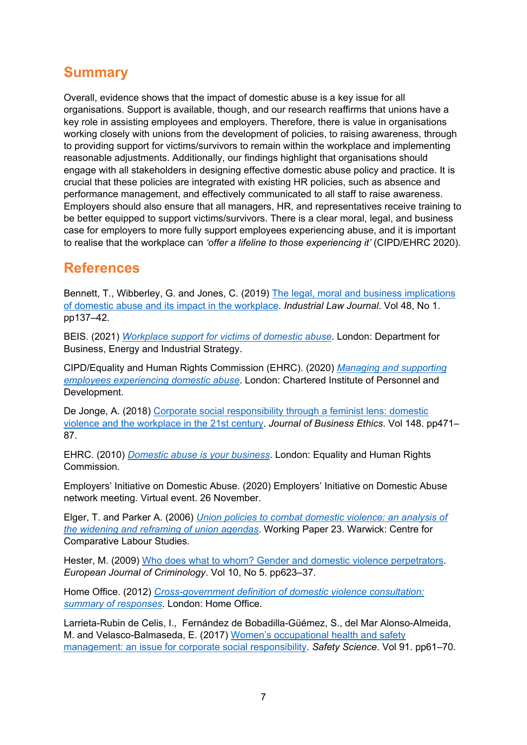## Summary

Overall, evidence shows that the impact of domestic abuse is a key issue for all organisations. Support is available, though, and our research reaffirms that unions have a key role in assisting employees and employers. Therefore, there is value in organisations working closely with unions from the development of policies, to raising awareness, through to providing support for victims/survivors to remain within the workplace and implementing reasonable adjustments. Additionally, our findings highlight that organisations should engage with all stakeholders in designing effective domestic abuse policy and practice. It is crucial that these policies are integrated with existing HR policies, such as absence and performance management, and effectively communicated to all staff to raise awareness. Employers should also ensure that all managers, HR, and representatives receive training to be better equipped to support victims/survivors. There is a clear moral, legal, and business case for employers to more fully support employees experiencing abuse, and it is important to realise that the workplace can *'offer a lifeline to those experiencing it'* (CIPD/EHRC 2020).

## References

Bennett, T., Wibberley, G. and Jones, C. (2019) The legal, moral and business implications of domestic abuse and its impact in the workplace. *Industrial Law Journal*. Vol 48, No 1. pp137–42.

BEIS. (2021) *Workplace support for victims of domestic abuse*. London: Department for Business, Energy and Industrial Strategy.

CIPD/Equality and Human Rights Commission (EHRC). (2020) *Managing and supporting employees experiencing domestic abuse*. London: Chartered Institute of Personnel and Development.

De Jonge, A. (2018) Corporate social responsibility through a feminist lens: domestic violence and the workplace in the 21st century. *Journal of Business Ethics*. Vol 148. pp471–87.

EHRC. (2010) *Domestic abuse is your business*. London: Equality and Human Rights Commission.

Employers' Initiative on Domestic Abuse. (2020) Employers' Initiative on Domestic Abuse network meeting. Virtual event. 26 November.

Elger, T. and Parker A. (2006) *Union policies to combat domestic violence: an analysis of the widening and reframing of union agendas*. Working Paper 23. Warwick: Centre for Comparative Labour Studies.

Hester, M. (2009) Who does what to whom? Gender and domestic violence perpetrators. *European Journal of Criminology*. Vol 10, No 5. pp623–37.

Home Office. (2012) *Cross-government definition of domestic violence consultation: summary of responses*. London: Home Office.

Larrieta-Rubin de Celis, I., Fernández de Bobadilla-Güémez, S., del Mar Alonso-Almeida, M. and Velasco-Balmaseda, E. (2017) Women's occupational health and safety management: an issue for corporate social responsibility. *Safety Science*. Vol 91. pp61–70.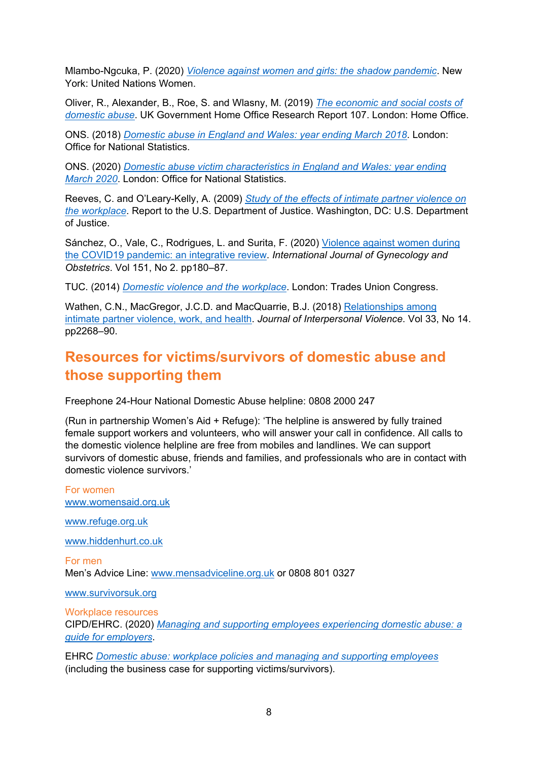Mlambo-Ngcuka, P. (2020) *Violence against women and girls: the shadow pandemic*. New York: United Nations Women.

Oliver, R., Alexander, B., Roe, S. and Wlasny, M. (2019) *The economic and social costs of domestic abuse*. UK Government Home Office Research Report 107. London: Home Office.

ONS. (2018) *Domestic abuse in England and Wales: year ending March 2018*. London: Office for National Statistics.

ONS. (2020) *Domestic abuse victim characteristics in England and Wales: year ending March 2020*. London: Office for National Statistics.

Reeves, C. and O'Leary-Kelly, A. (2009) *Study of the effects of intimate partner violence on the workplace*. Report to the U.S. Department of Justice. Washington, DC: U.S. Department of Justice.

Sánchez, O., Vale, C., Rodrigues, L. and Surita, F. (2020) Violence against women during the COVID19 pandemic: an integrative review. *International Journal of Gynecology and Obstetrics*. Vol 151, No 2. pp180–87.

TUC. (2014) *Domestic violence and the workplace*. London: Trades Union Congress.

Wathen, C.N., MacGregor, J.C.D. and MacQuarrie, B.J. (2018) Relationships among intimate partner violence, work, and health. *Journal of Interpersonal Violence*. Vol 33, No 14. pp2268–90.

## Resources for victims/survivors of domestic abuse and those supporting them

Freephone 24-Hour National Domestic Abuse helpline: 0808 2000 247

(Run in partnership Women's Aid + Refuge): 'The helpline is answered by fully trained female support workers and volunteers, who will answer your call in confidence. All calls to the domestic violence helpline are free from mobiles and landlines. We can support survivors of domestic abuse, friends and families, and professionals who are in contact with domestic violence survivors.'

For women
www.womensaid.org.uk

www.refuge.org.uk

www.hiddenhurt.co.uk

For men
Men's Advice Line: www.mensadviceline.org.uk or 0808 801 0327

www.survivorsuk.org

Workplace resources
CIPD/EHRC. (2020) *Managing and supporting employees experiencing domestic abuse: a guide for employers*.

EHRC *Domestic abuse: workplace policies and managing and supporting employees* (including the business case for supporting victims/survivors).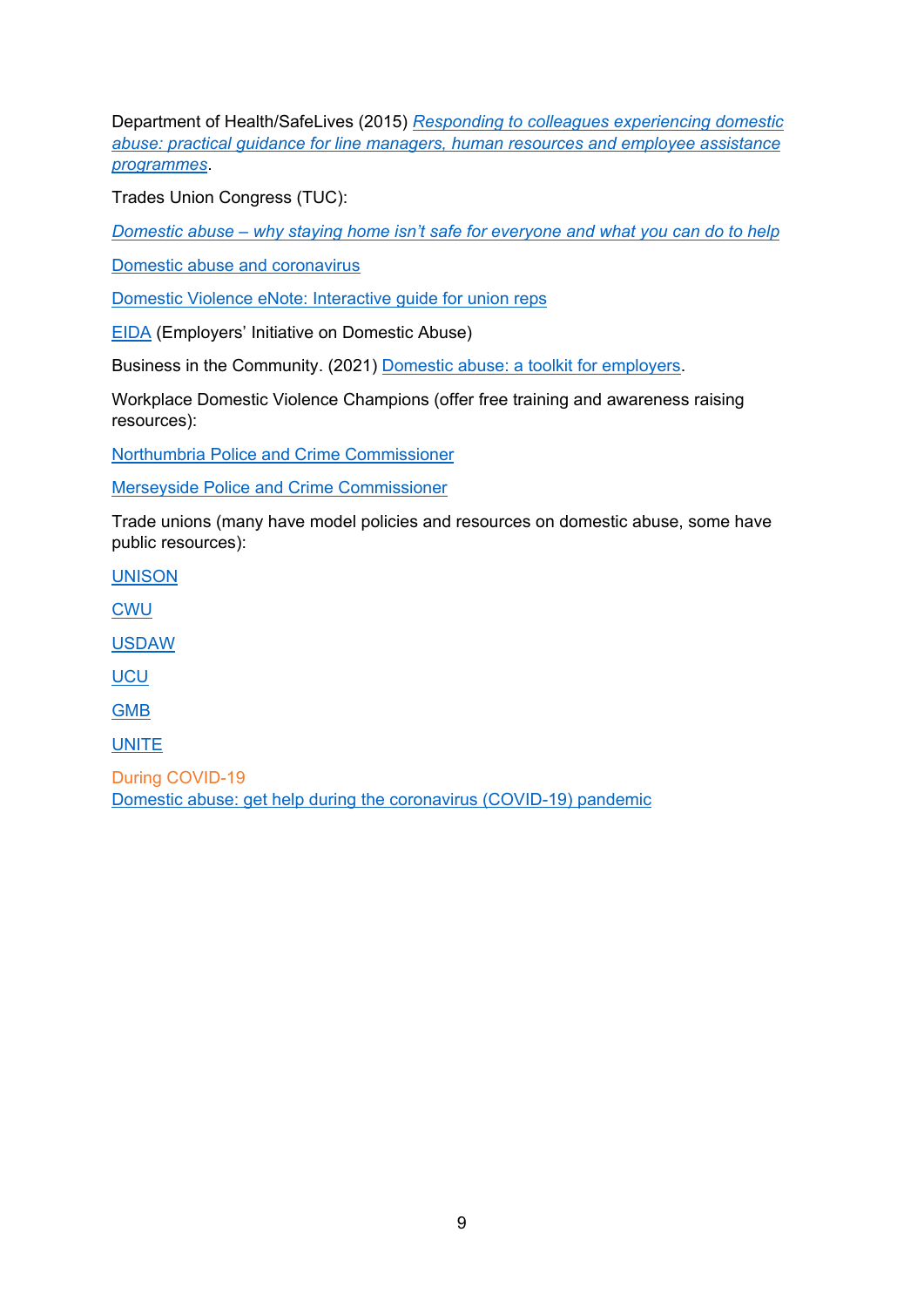Department of Health/SafeLives (2015) *Responding to colleagues experiencing domestic abuse: practical guidance for line managers, human resources and employee assistance programmes*.

Trades Union Congress (TUC):

*Domestic abuse – why staying home isn't safe for everyone and what you can do to help*

Domestic abuse and coronavirus

Domestic Violence eNote: Interactive guide for union reps

EIDA (Employers' Initiative on Domestic Abuse)

Business in the Community. (2021) Domestic abuse: a toolkit for employers.

Workplace Domestic Violence Champions (offer free training and awareness raising resources):

Northumbria Police and Crime Commissioner

Merseyside Police and Crime Commissioner

Trade unions (many have model policies and resources on domestic abuse, some have public resources):

UNISON

CWU

USDAW

UCU

GMB

UNITE

During COVID-19

Domestic abuse: get help during the coronavirus (COVID-19) pandemic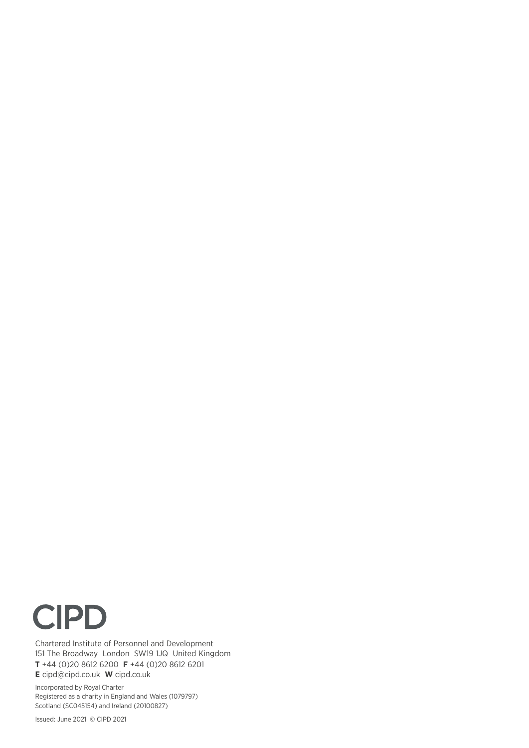CIPD

Chartered Institute of Personnel and Development
151 The Broadway London SW19 1JQ United Kingdom
**T** +44 (0)20 8612 6200 **F** +44 (0)20 8612 6201
**E** cipd@cipd.co.uk **W** cipd.co.uk

Incorporated by Royal Charter
Registered as a charity in England and Wales (1079797)
Scotland (SC045154) and Ireland (20100827)

Issued: June 2021 © CIPD 2021